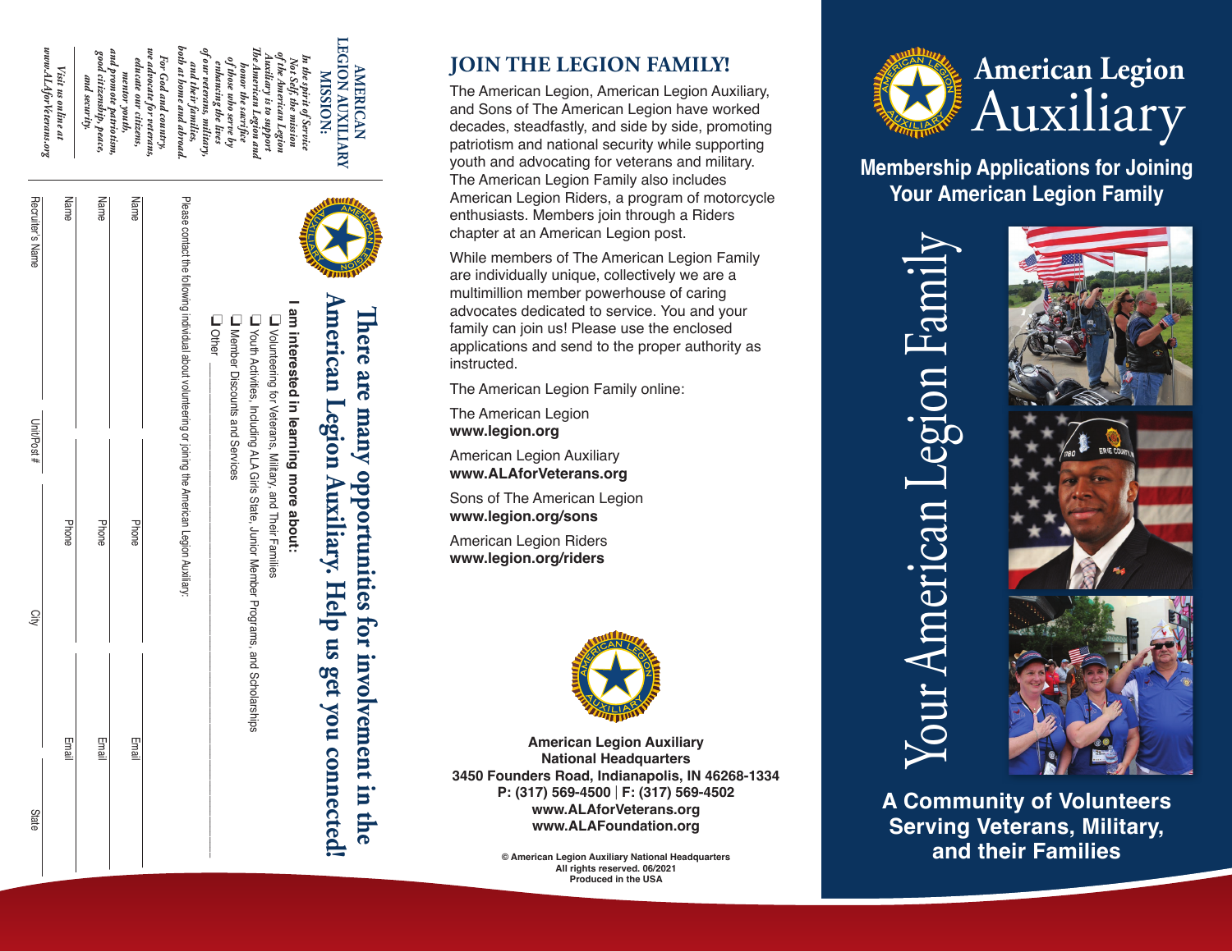**AMERICAN LEGION AUXILIARY MISSION:**

*In the spirit of Service Not Self, the mission of the American Legion Auxiliary is to support The American Legion and honor the sacrifice of those who serve by enhancing the lives of our veterans, military, and their families, both at home and abroad. For God and country, we advocate for veterans, educate our citizens, mentor youth, and promote patriotism, good citizenship, peace, and security.*

*Visit us online at www.ALAforVeterans.org*

## There are many opportunities for involvement in the American Legion Auxiliary. Help us get you connected!

**I am interested in learning more about:**

- ❑ Volunteering for Veterans, Military, and Their Families
- ❑ Youth Activities, Including ALA Girls State, Junior Member Programs, and Scholarships
- ❑ Member Discounts and Services
- ❑ Other ___________________

Please contact the following individual about volunteering or joining the American Legion Auxiliary:

Name ____________ Phone ____________ Email ____________

Name ____________ Phone ____________ Email ____________

Name ____________ Phone ____________ Email ____________

Recruiter's Name ____________ Unit/Post # ____________ City ____________ State ____________

## JOIN THE LEGION FAMILY!

The American Legion, American Legion Auxiliary, and Sons of The American Legion have worked decades, steadfastly, and side by side, promoting patriotism and national security while supporting youth and advocating for veterans and military. The American Legion Family also includes American Legion Riders, a program of motorcycle enthusiasts. Members join through a Riders chapter at an American Legion post.

While members of The American Legion Family are individually unique, collectively we are a multimillion member powerhouse of caring advocates dedicated to service. You and your family can join us! Please use the enclosed applications and send to the proper authority as instructed.

The American Legion Family online:

The American Legion
**www.legion.org**

American Legion Auxiliary
**www.ALAforVeterans.org**

Sons of The American Legion
**www.legion.org/sons**

American Legion Riders
**www.legion.org/riders**

**American Legion Auxiliary**
**National Headquarters**
**3450 Founders Road, Indianapolis, IN 46268-1334**
**P: (317) 569-4500 | F: (317) 569-4502**
**www.ALAforVeterans.org**
**www.ALAFoundation.org**

**© American Legion Auxiliary National Headquarters**
**All rights reserved. 06/2021**
**Produced in the USA**

# American Legion Auxiliary

## Membership Applications for Joining Your American Legion Family

# Your American Legion Family

## A Community of Volunteers Serving Veterans, Military, and their Families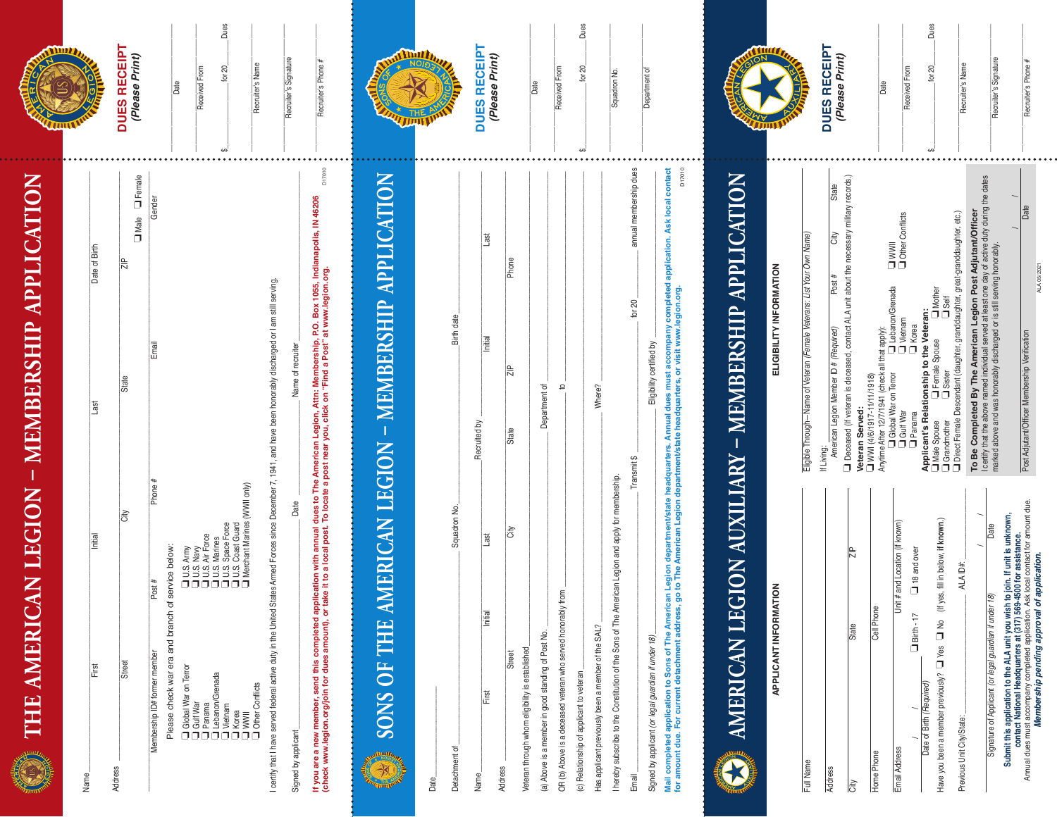# THE AMERICAN LEGION – MEMBERSHIP APPLICATION

Name ________ First ________ Initial ________ Last ________ Date of Birth ________

Address ________ Street ________ City ________ State ________ ZIP ________ ❑ Male ❑ Female Gender

Membership ID# former member ________ Post # ________ Phone # ________ Email ________

Please check war era and branch of service below:

- ❑ Global War on Terror
- ❑ Gulf War
- ❑ Panama
- ❑ Lebanon/Grenada
- ❑ Vietnam
- ❑ Korea
- ❑ WWII
- ❑ Other Conflicts

- ❑ U.S. Army
- ❑ U.S. Navy
- ❑ U.S. Air Force
- ❑ U.S. Marines
- ❑ U.S. Space Force
- ❑ U.S. Coast Guard
- ❑ Merchant Marines (WWII only)

I certify that I have served federal active duty in the United States Armed Forces since December 7, 1941, and have been honorably discharged or I am still serving.

Signed by applicant ________ Date ________ Name of recruiter ________

**If you are a new member, send this completed application with annual dues to The American Legion, Attn: Membership, P.O. Box 1055, Indianapolis, IN 46206 (check www.legion.org/join for dues amount), or take it to a local post. To locate a post near you, click on "Find a Post" at www.legion.org.**

D17010

## DUES RECEIPT *(Please Print)*

Date ________

Received From ________

$ ________ for 20 ________ Dues

Recruiter's Name ________

Recruiter's Signature ________

Recruiter's Phone # ________

---

# SONS OF THE AMERICAN LEGION – MEMBERSHIP APPLICATION

Date ________

Detachment of ________ Squadron No. ________ Birth date ________

Name ________ First ________ Initial ________ Last ________ Recruited by ________ First ________ Initial ________ Last ________

Address ________ Street ________ City ________ State ________ ZIP ________ Phone ________

Veteran through whom eligibility is established ________

(a) Above is a member in good standing of Post No. ________ Department of ________

OR (b) Above is a deceased veteran who served honorably from ________ to ________

(c) Relationship of applicant to veteran ________

Has applicant previously been a member of the SAL? ________ Where? ________

I hereby subscribe to the Constitution of the Sons of The American Legion and apply for membership.

Email ________ Transmit $ ________ for 20 ________ annual membership dues

Signed by applicant *(or legal guardian if under 18)* ________ Eligibility certified by ________

**Mail completed application to Sons of The American Legion department/state headquarters. Annual dues must accompany completed application. Ask local contact for amount due. For current detachment address, go to The American Legion department/state headquarters, or visit www.legion.org.**

D17010

## DUES RECEIPT *(Please Print)*

Date ________

Received From ________

$ ________ for 20 ________ Dues

Squadron No. ________

Department of ________

---

# AMERICAN LEGION AUXILIARY – MEMBERSHIP APPLICATION

### APPLICANT INFORMATION

Full Name ________

Address ________

City ________ State ________ ZIP ________

Home Phone ________ Cell Phone ________

Email Address ________ Unit # and Location (if known) ________

___ / ___ / ___ Date of Birth *(Required)* ❑ Birth - 17 ❑ 18 and over

Have you been a member previously? ❑ Yes ❑ No (If yes, fill in below, **if known.**)

Previous Unit City/State: ________ ALA ID#: ________

Signature of Applicant *(or legal guardian if under 18)* ________ ___ / ___ / ___ Date

**Submit this application to the ALA unit you wish to join. If unit is unknown, contact National Headquarters at (317) 569-4500 for assistance.**

Annual dues must accompany completed application. Ask local contact for amount due.

***Membership pending approval of application.***

### ELIGIBILITY INFORMATION

Eligible Through—Name of Veteran *(Female Veterans: List Your Own Name)* ________

If Living: ________ American Legion Member ID # *(Required)* ________ Post # ________ City ________ State ________

❑ Deceased (If veteran is deceased, contact ALA unit about the necessary military records.)

**Veteran Served:**

❑ WWI (4/6/1917-11/11/1918)

Anytime After 12/7/1941 (check all that apply):

- ❑ Global War on Terror
- ❑ Gulf War
- ❑ Panama
- ❑ Lebanon/Grenada
- ❑ Vietnam
- ❑ Korea
- ❑ WWII
- ❑ Other Conflicts

**Applicant's Relationship to the Veteran:**

- ❑ Male Spouse
- ❑ Female Spouse
- ❑ Mother
- ❑ Grandmother
- ❑ Sister
- ❑ Self
- ❑ Direct Female Descendant (daughter, granddaughter, great-granddaughter, etc.)

**To Be Completed By The American Legion Post Adjutant/Officer**

I certify that the above named individual served at least one day of active duty during the dates marked above and was honorably discharged or is still serving honorably.

Post Adjutant/Officer Membership Verification ________ ___ / ___ / ___ Date

ALA 05/2021

## DUES RECEIPT *(Please Print)*

Date ________

Received From ________

$ ________ for 20 ________ Dues

Recruiter's Name ________

Recruiter's Signature ________

Recruiter's Phone # ________